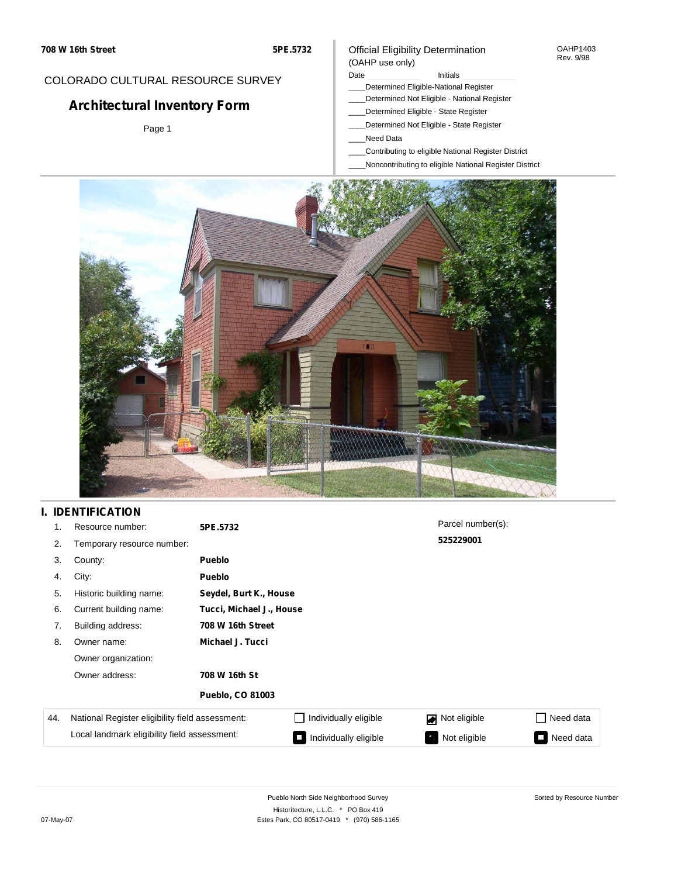**708 W 16th Street** **5PE.5732**

COLORADO CULTURAL RESOURCE SURVEY

# Architectural Inventory Form

Page 1

Official Eligibility Determination
(OAHP use only)

OAHP1403
Rev. 9/98

Date Initials

____Determined Eligible-National Register
____Determined Not Eligible - National Register
____Determined Eligible - State Register
____Determined Not Eligible - State Register
____Need Data
____Contributing to eligible National Register District
____Noncontributing to eligible National Register District

## I. IDENTIFICATION

1. Resource number: **5PE.5732**
2. Temporary resource number:
3. County: **Pueblo**
4. City: **Pueblo**
5. Historic building name: **Seydel, Burt K., House**
6. Current building name: **Tucci, Michael J., House**
7. Building address: **708 W 16th Street**
8. Owner name: **Michael J. Tucci**

   Owner organization:

   Owner address: **708 W 16th St**

   **Pueblo, CO 81003**

Parcel number(s): **525229001**

| 44. | National Register eligibility field assessment: | ☐ Individually eligible | ☑ Not eligible | ☐ Need data |
|---|---|---|---|---|
| | Local landmark eligibility field assessment: | ■ Individually eligible | ■ Not eligible | ■ Need data |

Pueblo North Side Neighborhood Survey
Historitecture, L.L.C. * PO Box 419
Estes Park, CO 80517-0419 * (970) 586-1165

Sorted by Resource Number

07-May-07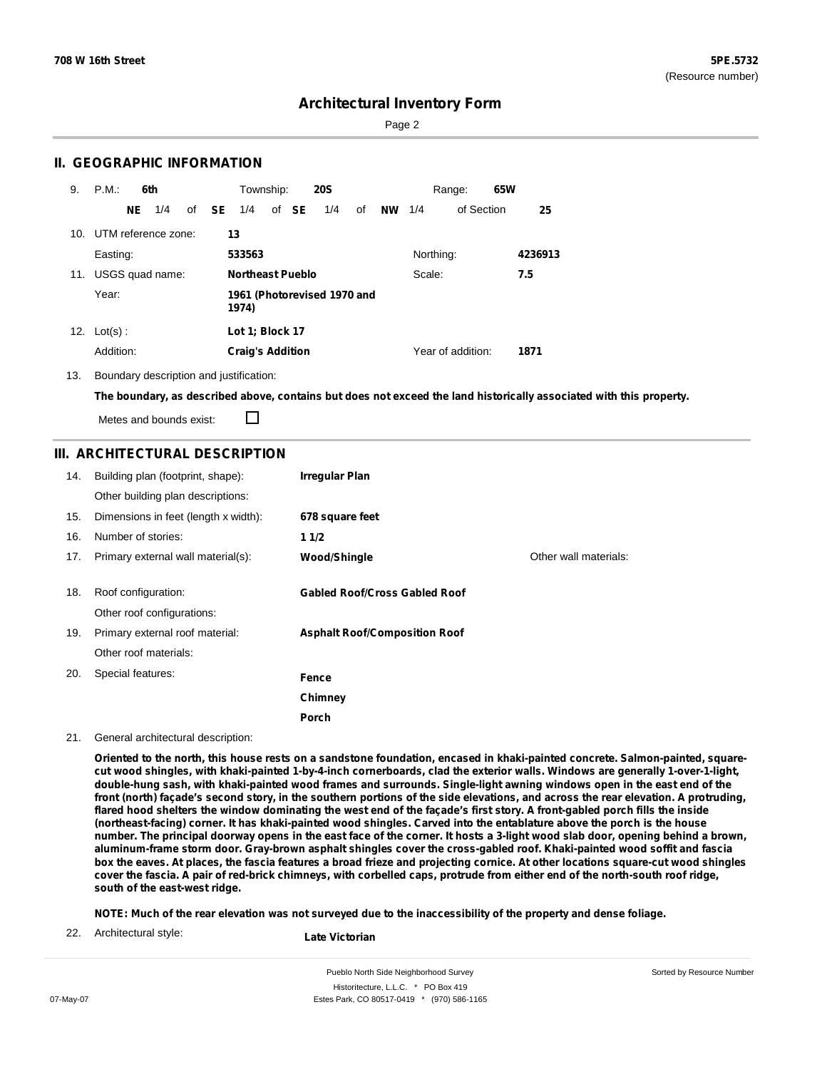**708 W 16th Street** | **5PE.5732** (Resource number)

# Architectural Inventory Form

## II. GEOGRAPHIC INFORMATION

9. P.M.: **6th** Township: **20S** Range: **65W**
   **NE** 1/4 of **SE** 1/4 of **SE** 1/4 of **NW** 1/4 of Section **25**

10. UTM reference zone: **13**
    Easting: **533563** Northing: **4236913**

11. USGS quad name: **Northeast Pueblo** Scale: **7.5**
    Year: **1961 (Photorevised 1970 and 1974)**

12. Lot(s): **Lot 1; Block 17**
    Addition: **Craig's Addition** Year of addition: **1871**

13. Boundary description and justification:
    **The boundary, as described above, contains but does not exceed the land historically associated with this property.**
    Metes and bounds exist: ☐

## III. ARCHITECTURAL DESCRIPTION

14. Building plan (footprint, shape): **Irregular Plan**
    Other building plan descriptions:
15. Dimensions in feet (length x width): **678 square feet**
16. Number of stories: **1 1/2**
17. Primary external wall material(s): **Wood/Shingle** Other wall materials:
18. Roof configuration: **Gabled Roof/Cross Gabled Roof**
    Other roof configurations:
19. Primary external roof material: **Asphalt Roof/Composition Roof**
    Other roof materials:
20. Special features: **Fence**, **Chimney**, **Porch**
21. General architectural description:

**Oriented to the north, this house rests on a sandstone foundation, encased in khaki-painted concrete. Salmon-painted, square-cut wood shingles, with khaki-painted 1-by-4-inch cornerboards, clad the exterior walls. Windows are generally 1-over-1-light, double-hung sash, with khaki-painted wood frames and surrounds. Single-light awning windows open in the east end of the front (north) façade's second story, in the southern portions of the side elevations, and across the rear elevation. A protruding, flared hood shelters the window dominating the west end of the façade's first story. A front-gabled porch fills the inside (northeast-facing) corner. It has khaki-painted wood shingles. Carved into the entablature above the porch is the house number. The principal doorway opens in the east face of the corner. It hosts a 3-light wood slab door, opening behind a brown, aluminum-frame storm door. Gray-brown asphalt shingles cover the cross-gabled roof. Khaki-painted wood soffit and fascia box the eaves. At places, the fascia features a broad frieze and projecting cornice. At other locations square-cut wood shingles cover the fascia. A pair of red-brick chimneys, with corbelled caps, protrude from either end of the north-south roof ridge, south of the east-west ridge.**

**NOTE: Much of the rear elevation was not surveyed due to the inaccessibility of the property and dense foliage.**

22. Architectural style: **Late Victorian**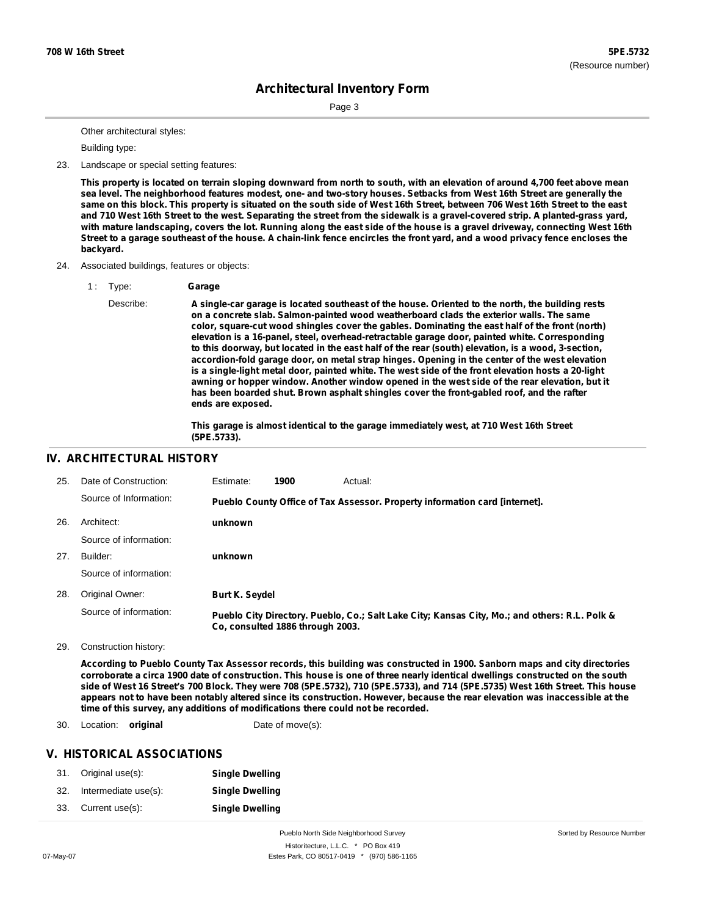Other architectural styles:

Building type:

23. Landscape or special setting features:

**This property is located on terrain sloping downward from north to south, with an elevation of around 4,700 feet above mean sea level. The neighborhood features modest, one- and two-story houses. Setbacks from West 16th Street are generally the same on this block. This property is situated on the south side of West 16th Street, between 706 West 16th Street to the east and 710 West 16th Street to the west. Separating the street from the sidewalk is a gravel-covered strip. A planted-grass yard, with mature landscaping, covers the lot. Running along the east side of the house is a gravel driveway, connecting West 16th Street to a garage southeast of the house. A chain-link fence encircles the front yard, and a wood privacy fence encloses the backyard.**

24. Associated buildings, features or objects:

1 : Type: **Garage**

Describe: **A single-car garage is located southeast of the house. Oriented to the north, the building rests on a concrete slab. Salmon-painted wood weatherboard clads the exterior walls. The same color, square-cut wood shingles cover the gables. Dominating the east half of the front (north) elevation is a 16-panel, steel, overhead-retractable garage door, painted white. Corresponding to this doorway, but located in the east half of the rear (south) elevation, is a wood, 3-section, accordion-fold garage door, on metal strap hinges. Opening in the center of the west elevation is a single-light metal door, painted white. The west side of the front elevation hosts a 20-light awning or hopper window. Another window opened in the west side of the rear elevation, but it has been boarded shut. Brown asphalt shingles cover the front-gabled roof, and the rafter ends are exposed.**

**This garage is almost identical to the garage immediately west, at 710 West 16th Street (5PE.5733).**

## IV. ARCHITECTURAL HISTORY

25. Date of Construction: Estimate: **1900** Actual:

Source of Information: **Pueblo County Office of Tax Assessor. Property information card [internet].**

26. Architect: **unknown**

Source of information:

27. Builder: **unknown**

Source of information:

28. Original Owner: **Burt K. Seydel**

Source of information: **Pueblo City Directory. Pueblo, Co.; Salt Lake City; Kansas City, Mo.; and others: R.L. Polk & Co, consulted 1886 through 2003.**

29. Construction history:

**According to Pueblo County Tax Assessor records, this building was constructed in 1900. Sanborn maps and city directories corroborate a circa 1900 date of construction. This house is one of three nearly identical dwellings constructed on the south side of West 16 Street's 700 Block. They were 708 (5PE.5732), 710 (5PE.5733), and 714 (5PE.5735) West 16th Street. This house appears not to have been notably altered since its construction. However, because the rear elevation was inaccessible at the time of this survey, any additions of modifications there could not be recorded.**

30. Location: **original** Date of move(s):

## V. HISTORICAL ASSOCIATIONS

31. Original use(s): **Single Dwelling**

32. Intermediate use(s): **Single Dwelling**

33. Current use(s): **Single Dwelling**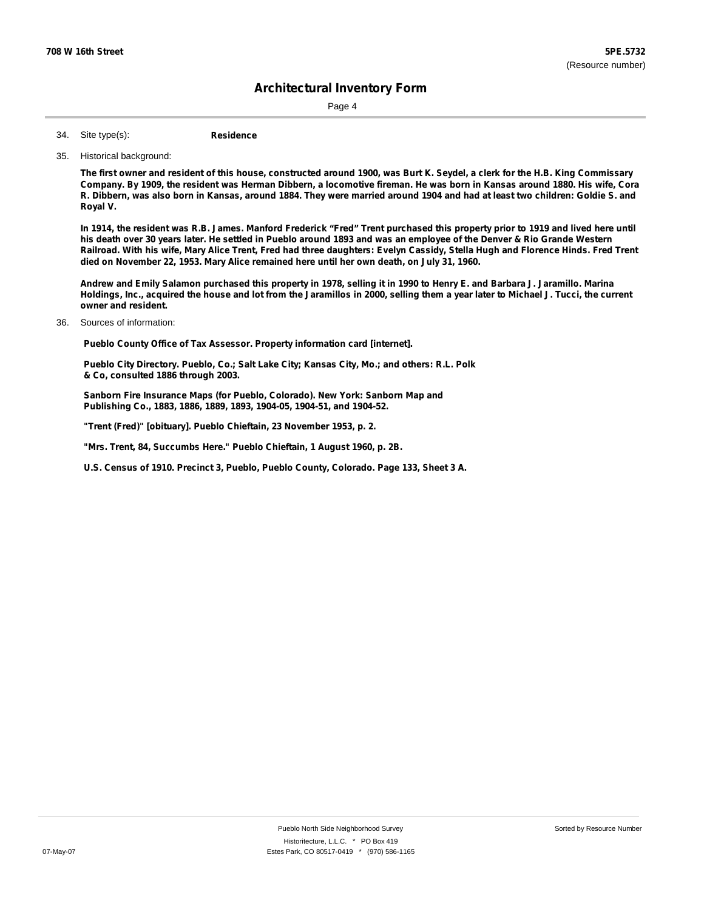**708 W 16th Street** **5PE.5732**
(Resource number)

# Architectural Inventory Form

34. Site type(s): **Residence**

35. Historical background:

**The first owner and resident of this house, constructed around 1900, was Burt K. Seydel, a clerk for the H.B. King Commissary Company. By 1909, the resident was Herman Dibbern, a locomotive fireman. He was born in Kansas around 1880. His wife, Cora R. Dibbern, was also born in Kansas, around 1884. They were married around 1904 and had at least two children: Goldie S. and Royal V.**

**In 1914, the resident was R.B. James. Manford Frederick "Fred" Trent purchased this property prior to 1919 and lived here until his death over 30 years later. He settled in Pueblo around 1893 and was an employee of the Denver & Rio Grande Western Railroad. With his wife, Mary Alice Trent, Fred had three daughters: Evelyn Cassidy, Stella Hugh and Florence Hinds. Fred Trent died on November 22, 1953. Mary Alice remained here until her own death, on July 31, 1960.**

**Andrew and Emily Salamon purchased this property in 1978, selling it in 1990 to Henry E. and Barbara J. Jaramillo. Marina Holdings, Inc., acquired the house and lot from the Jaramillos in 2000, selling them a year later to Michael J. Tucci, the current owner and resident.**

36. Sources of information:

**Pueblo County Office of Tax Assessor. Property information card [internet].**

**Pueblo City Directory. Pueblo, Co.; Salt Lake City; Kansas City, Mo.; and others: R.L. Polk & Co, consulted 1886 through 2003.**

**Sanborn Fire Insurance Maps (for Pueblo, Colorado). New York: Sanborn Map and Publishing Co., 1883, 1886, 1889, 1893, 1904-05, 1904-51, and 1904-52.**

**"Trent (Fred)" [obituary]. Pueblo Chieftain, 23 November 1953, p. 2.**

**"Mrs. Trent, 84, Succumbs Here." Pueblo Chieftain, 1 August 1960, p. 2B.**

**U.S. Census of 1910. Precinct 3, Pueblo, Pueblo County, Colorado. Page 133, Sheet 3 A.**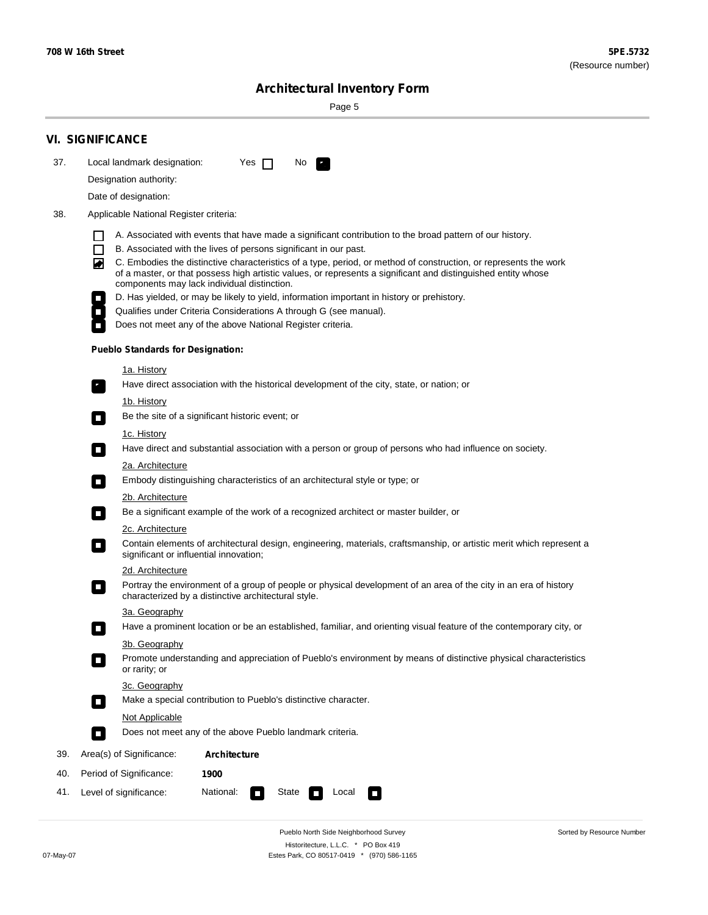**708 W 16th Street** **5PE.5732**
(Resource number)

# Architectural Inventory Form

## VI. SIGNIFICANCE

37. Local landmark designation: Yes ☐ No ☒

    Designation authority:

    Date of designation:

38. Applicable National Register criteria:

    ☐ A. Associated with events that have made a significant contribution to the broad pattern of our history.
    ☐ B. Associated with the lives of persons significant in our past.
    ☒ C. Embodies the distinctive characteristics of a type, period, or method of construction, or represents the work of a master, or that possess high artistic values, or represents a significant and distinguished entity whose components may lack individual distinction.
    ☐ D. Has yielded, or may be likely to yield, information important in history or prehistory.
    ☐ Qualifies under Criteria Considerations A through G (see manual).
    ☐ Does not meet any of the above National Register criteria.

    **Pueblo Standards for Designation:**

    1a. History
    ☒ Have direct association with the historical development of the city, state, or nation; or

    1b. History
    ☐ Be the site of a significant historic event; or

    1c. History
    ☐ Have direct and substantial association with a person or group of persons who had influence on society.

    2a. Architecture
    ☐ Embody distinguishing characteristics of an architectural style or type; or

    2b. Architecture
    ☐ Be a significant example of the work of a recognized architect or master builder, or

    2c. Architecture
    ☐ Contain elements of architectural design, engineering, materials, craftsmanship, or artistic merit which represent a significant or influential innovation;

    2d. Architecture
    ☐ Portray the environment of a group of people or physical development of an area of the city in an era of history characterized by a distinctive architectural style.

    3a. Geography
    ☐ Have a prominent location or be an established, familiar, and orienting visual feature of the contemporary city, or

    3b. Geography
    ☐ Promote understanding and appreciation of Pueblo's environment by means of distinctive physical characteristics or rarity; or

    3c. Geography
    ☐ Make a special contribution to Pueblo's distinctive character.

    Not Applicable
    ☐ Does not meet any of the above Pueblo landmark criteria.

39. Area(s) of Significance: **Architecture**

40. Period of Significance: **1900**

41. Level of significance: National: ☐ State ☐ Local ☐

Pueblo North Side Neighborhood Survey
Historitecture, L.L.C. * PO Box 419
Estes Park, CO 80517-0419 * (970) 586-1165

Sorted by Resource Number

07-May-07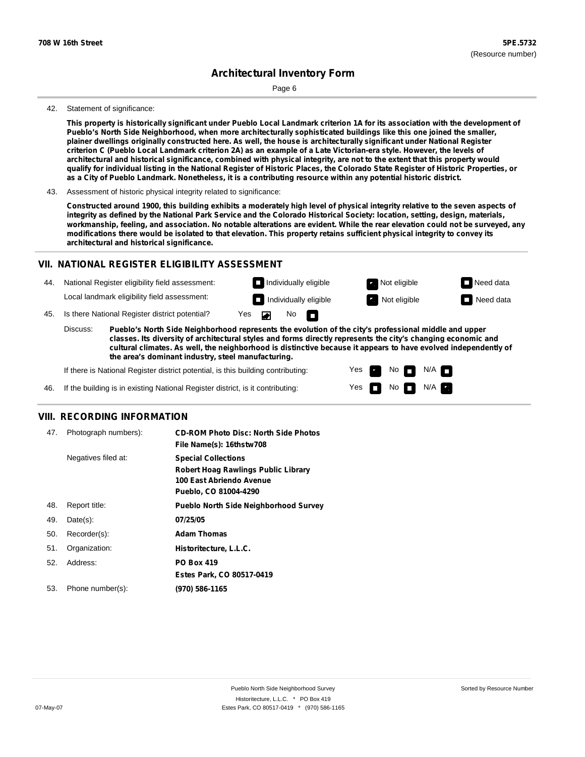42. Statement of significance:

**This property is historically significant under Pueblo Local Landmark criterion 1A for its association with the development of Pueblo's North Side Neighborhood, when more architecturally sophisticated buildings like this one joined the smaller, plainer dwellings originally constructed here. As well, the house is architecturally significant under National Register criterion C (Pueblo Local Landmark criterion 2A) as an example of a Late Victorian-era style. However, the levels of architectural and historical significance, combined with physical integrity, are not to the extent that this property would qualify for individual listing in the National Register of Historic Places, the Colorado State Register of Historic Properties, or as a City of Pueblo Landmark. Nonetheless, it is a contributing resource within any potential historic district.**

43. Assessment of historic physical integrity related to significance:

**Constructed around 1900, this building exhibits a moderately high level of physical integrity relative to the seven aspects of integrity as defined by the National Park Service and the Colorado Historical Society: location, setting, design, materials, workmanship, feeling, and association. No notable alterations are evident. While the rear elevation could not be surveyed, any modifications there would be isolated to that elevation. This property retains sufficient physical integrity to convey its architectural and historical significance.**

## VII. NATIONAL REGISTER ELIGIBILITY ASSESSMENT

44. National Register eligibility field assessment: ☐ Individually eligible ☑ Not eligible ☐ Need data

Local landmark eligibility field assessment: ☐ Individually eligible ☑ Not eligible ☐ Need data

45. Is there National Register district potential? Yes ☑ No ☐

Discuss: **Pueblo's North Side Neighborhood represents the evolution of the city's professional middle and upper classes. Its diversity of architectural styles and forms directly represents the city's changing economic and cultural climates. As well, the neighborhood is distinctive because it appears to have evolved independently of the area's dominant industry, steel manufacturing.**

If there is National Register district potential, is this building contributing: Yes ☑ No ☐ N/A ☐

46. If the building is in existing National Register district, is it contributing: Yes ☐ No ☐ N/A ☑

## VIII. RECORDING INFORMATION

47. Photograph numbers): **CD-ROM Photo Disc: North Side Photos**
**File Name(s): 16thstw708**

Negatives filed at: **Special Collections**
**Robert Hoag Rawlings Public Library**
**100 East Abriendo Avenue**
**Pueblo, CO 81004-4290**

48. Report title: **Pueblo North Side Neighborhood Survey**

49. Date(s): **07/25/05**

50. Recorder(s): **Adam Thomas**

51. Organization: **Historitecture, L.L.C.**

52. Address: **PO Box 419**
**Estes Park, CO 80517-0419**

53. Phone number(s): **(970) 586-1165**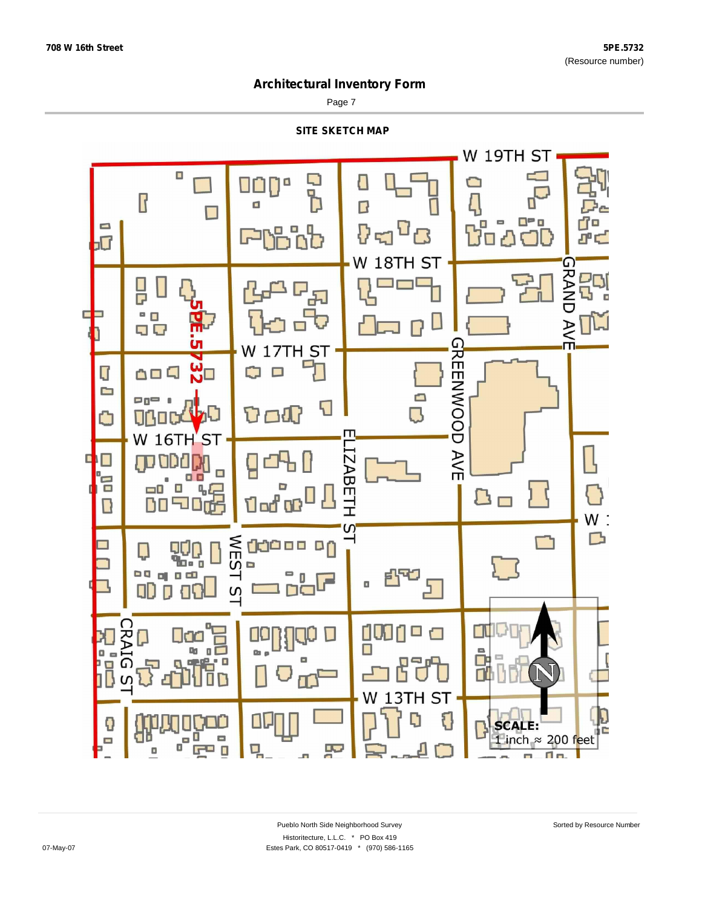708 W 16th Street

**5PE.5732**
(Resource number)

# Architectural Inventory Form

## SITE SKETCH MAP

W 19TH ST

W 18TH ST

W 17TH ST

W 16TH ST

5PE.5732

GRAND AVE

GREENWOOD AVE

ELIZABETH ST

WEST ST

CRAIG ST

W 13TH ST

N

**SCALE:**
1 inch ≈ 200 feet

Pueblo North Side Neighborhood Survey
Historitecture, L.L.C. * PO Box 419
Estes Park, CO 80517-0419 * (970) 586-1165

Sorted by Resource Number

07-May-07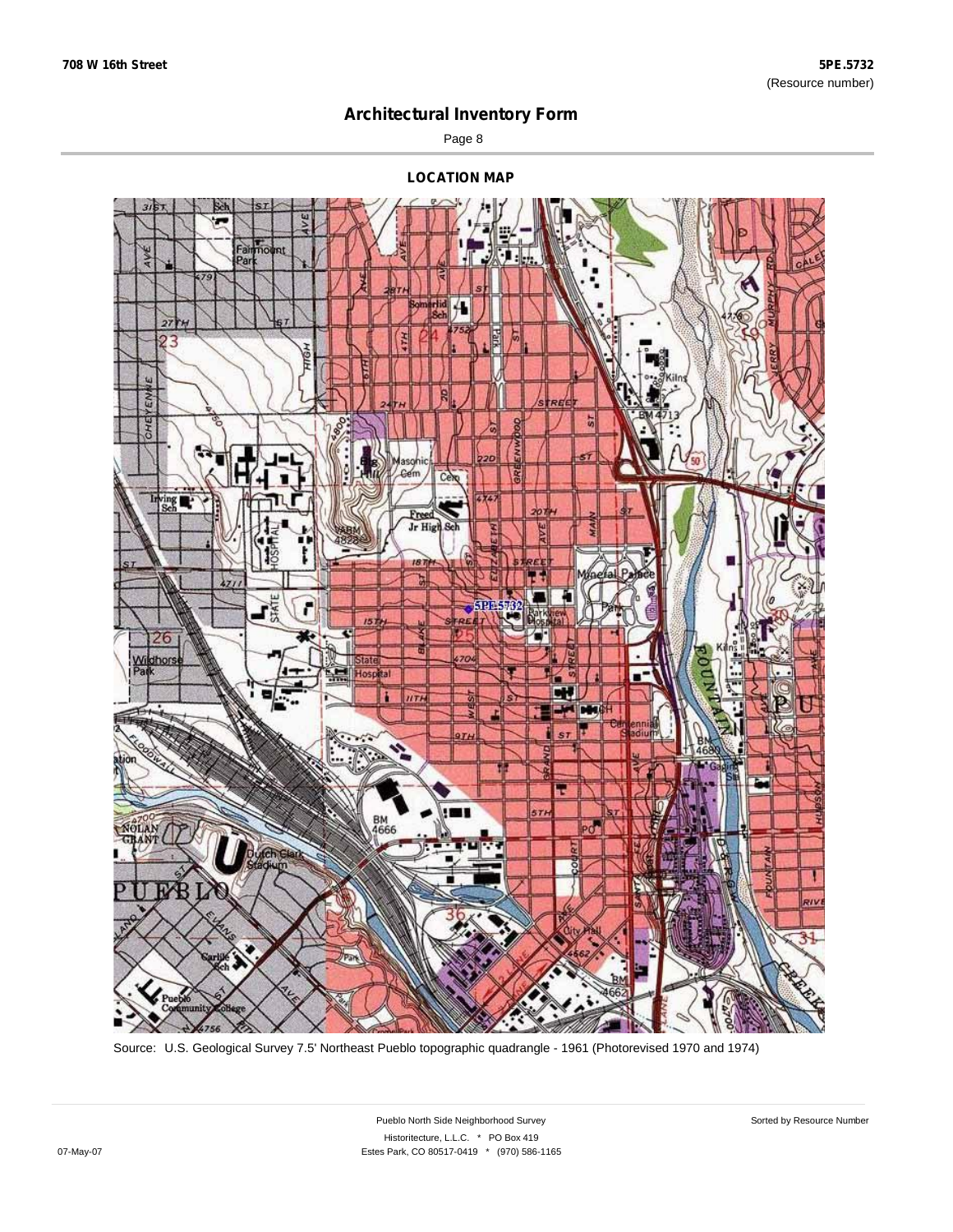## LOCATION MAP

Source: U.S. Geological Survey 7.5' Northeast Pueblo topographic quadrangle - 1961 (Photorevised 1970 and 1974)